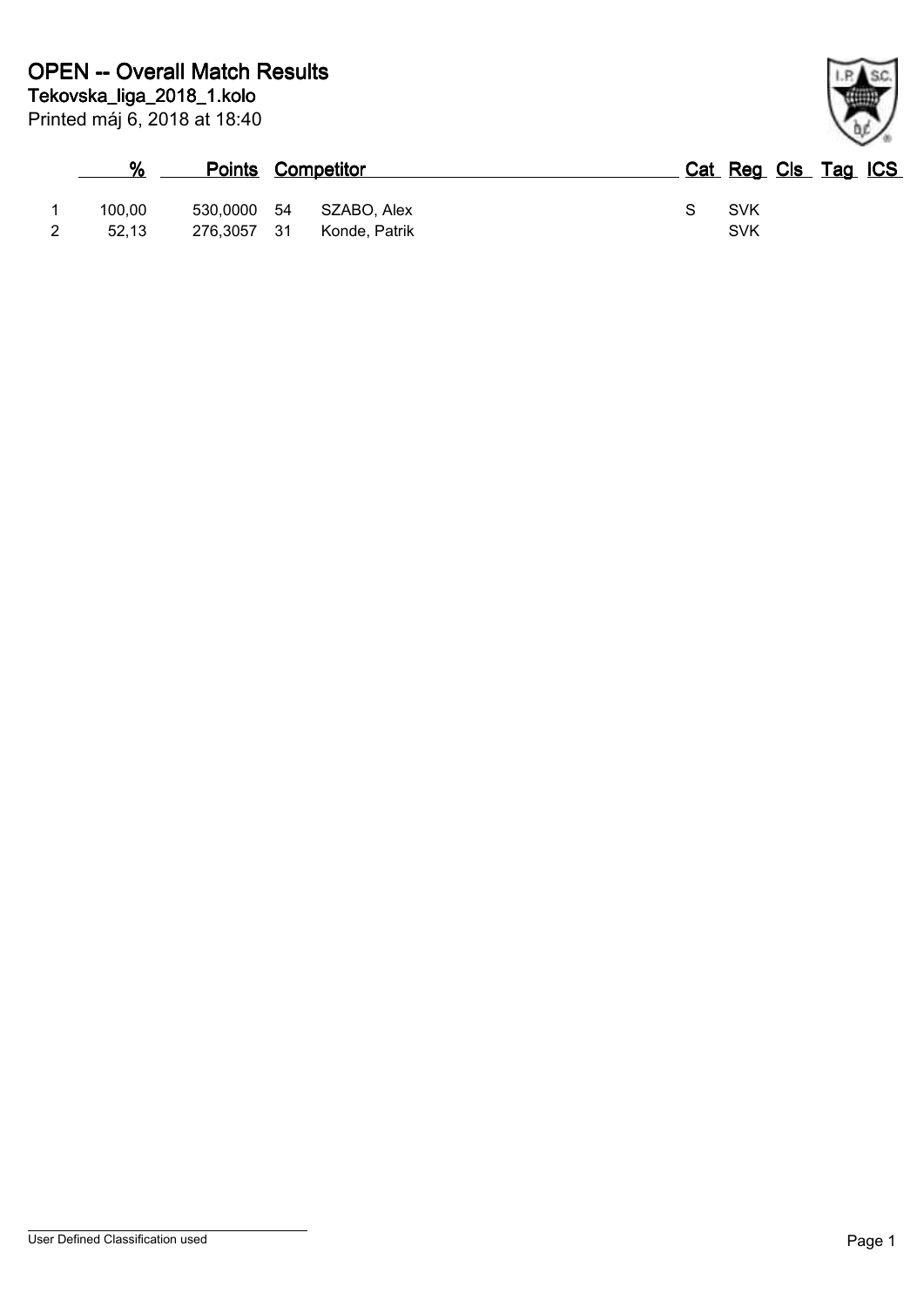# OPEN -- Overall Match Results

**Tekovska_liga_2018_1.kolo**

Printed máj 6, 2018 at 18:40

| | % | Points | Competitor | | Cat | Reg | Cls | Tag | ICS |
|---|---|---|---|---|---|---|---|---|---|
| 1 | 100,00 | 530,0000 | 54 | SZABO, Alex | S | SVK | | | |
| 2 | 52,13 | 276,3057 | 31 | Konde, Patrik | | SVK | | | |

User Defined Classification used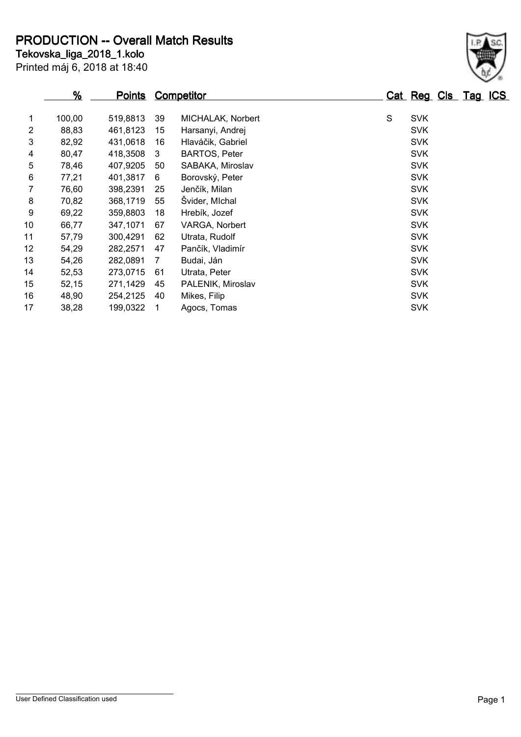# PRODUCTION -- Overall Match Results

**Tekovska_liga_2018_1.kolo**

Printed máj 6, 2018 at 18:40

| | % | Points | | Competitor | Cat | Reg | Cls | Tag | ICS |
|---|---|---|---|---|---|---|---|---|---|
| 1 | 100,00 | 519,8813 | 39 | MICHALAK, Norbert | S | SVK | | | |
| 2 | 88,83 | 461,8123 | 15 | Harsanyi, Andrej | | SVK | | | |
| 3 | 82,92 | 431,0618 | 16 | Hlaváčik, Gabriel | | SVK | | | |
| 4 | 80,47 | 418,3508 | 3 | BARTOS, Peter | | SVK | | | |
| 5 | 78,46 | 407,9205 | 50 | SABAKA, Miroslav | | SVK | | | |
| 6 | 77,21 | 401,3817 | 6 | Borovský, Peter | | SVK | | | |
| 7 | 76,60 | 398,2391 | 25 | Jenčík, Milan | | SVK | | | |
| 8 | 70,82 | 368,1719 | 55 | Švider, MIchal | | SVK | | | |
| 9 | 69,22 | 359,8803 | 18 | Hrebík, Jozef | | SVK | | | |
| 10 | 66,77 | 347,1071 | 67 | VARGA, Norbert | | SVK | | | |
| 11 | 57,79 | 300,4291 | 62 | Utrata, Rudolf | | SVK | | | |
| 12 | 54,29 | 282,2571 | 47 | Pančík, Vladimír | | SVK | | | |
| 13 | 54,26 | 282,0891 | 7 | Budai, Ján | | SVK | | | |
| 14 | 52,53 | 273,0715 | 61 | Utrata, Peter | | SVK | | | |
| 15 | 52,15 | 271,1429 | 45 | PALENIK, Miroslav | | SVK | | | |
| 16 | 48,90 | 254,2125 | 40 | Mikes, Filip | | SVK | | | |
| 17 | 38,28 | 199,0322 | 1 | Agocs, Tomas | | SVK | | | |

User Defined Classification used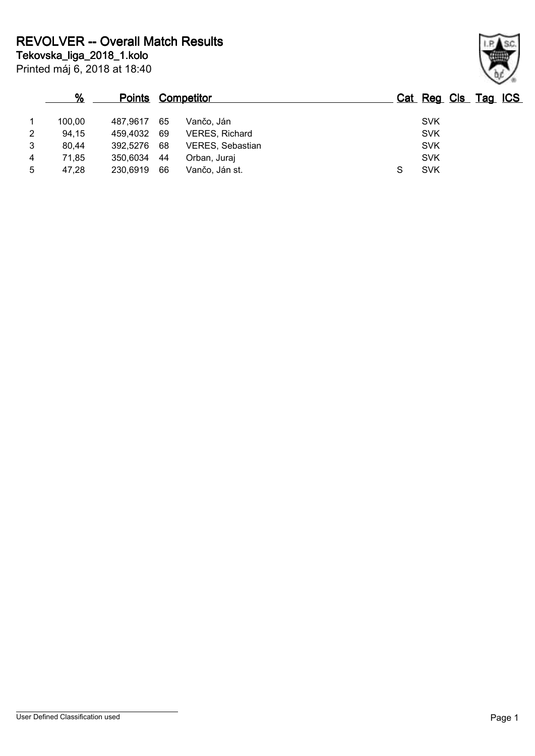# REVOLVER -- Overall Match Results

**Tekovska_liga_2018_1.kolo**

Printed máj 6, 2018 at 18:40

| | % | Points | | Competitor | Cat | Reg | Cls | Tag | ICS |
|---|---|---|---|---|---|---|---|---|---|
| 1 | 100,00 | 487,9617 | 65 | Vančo, Ján | | SVK | | | |
| 2 | 94,15 | 459,4032 | 69 | VERES, Richard | | SVK | | | |
| 3 | 80,44 | 392,5276 | 68 | VERES, Sebastian | | SVK | | | |
| 4 | 71,85 | 350,6034 | 44 | Orban, Juraj | | SVK | | | |
| 5 | 47,28 | 230,6919 | 66 | Vančo, Ján st. | S | SVK | | | |

User Defined Classification used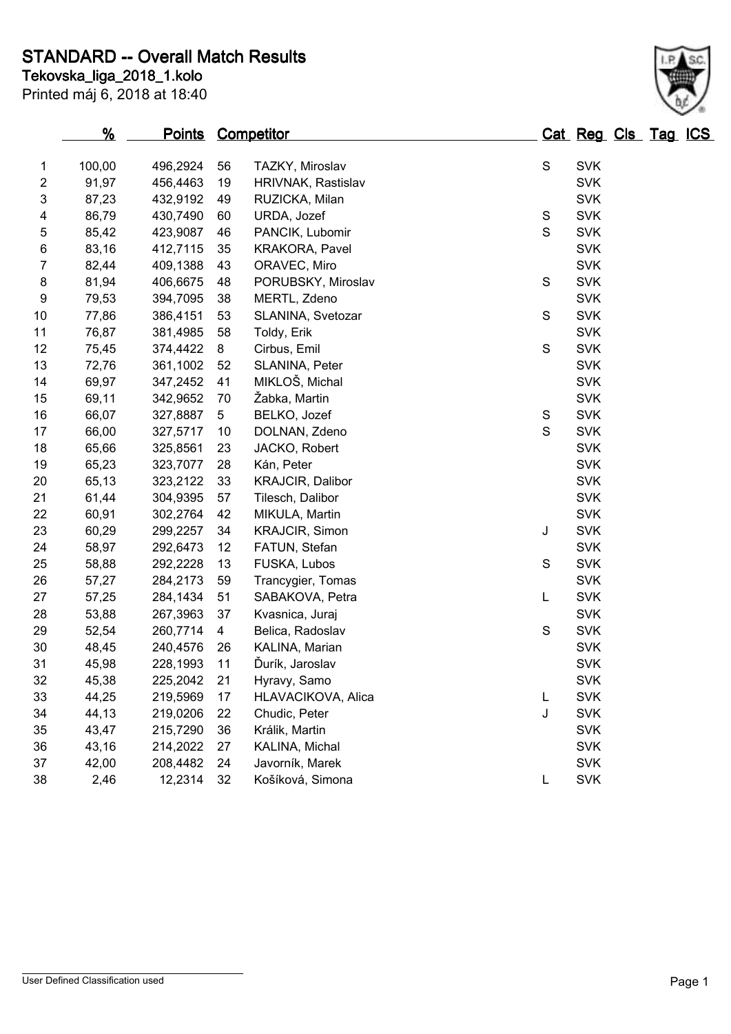# STANDARD -- Overall Match Results

**Tekovska_liga_2018_1.kolo**

Printed máj 6, 2018 at 18:40

| | % | Points | | Competitor | Cat | Reg | Cls | Tag | ICS |
|---|---|---|---|---|---|---|---|---|---|
| 1 | 100,00 | 496,2924 | 56 | TAZKY, Miroslav | S | SVK | | | |
| 2 | 91,97 | 456,4463 | 19 | HRIVNAK, Rastislav | | SVK | | | |
| 3 | 87,23 | 432,9192 | 49 | RUZICKA, Milan | | SVK | | | |
| 4 | 86,79 | 430,7490 | 60 | URDA, Jozef | S | SVK | | | |
| 5 | 85,42 | 423,9087 | 46 | PANCIK, Lubomir | S | SVK | | | |
| 6 | 83,16 | 412,7115 | 35 | KRAKORA, Pavel | | SVK | | | |
| 7 | 82,44 | 409,1388 | 43 | ORAVEC, Miro | | SVK | | | |
| 8 | 81,94 | 406,6675 | 48 | PORUBSKY, Miroslav | S | SVK | | | |
| 9 | 79,53 | 394,7095 | 38 | MERTL, Zdeno | | SVK | | | |
| 10 | 77,86 | 386,4151 | 53 | SLANINA, Svetozar | S | SVK | | | |
| 11 | 76,87 | 381,4985 | 58 | Toldy, Erik | | SVK | | | |
| 12 | 75,45 | 374,4422 | 8 | Cirbus, Emil | S | SVK | | | |
| 13 | 72,76 | 361,1002 | 52 | SLANINA, Peter | | SVK | | | |
| 14 | 69,97 | 347,2452 | 41 | MIKLOŠ, Michal | | SVK | | | |
| 15 | 69,11 | 342,9652 | 70 | Žabka, Martin | | SVK | | | |
| 16 | 66,07 | 327,8887 | 5 | BELKO, Jozef | S | SVK | | | |
| 17 | 66,00 | 327,5717 | 10 | DOLNAN, Zdeno | S | SVK | | | |
| 18 | 65,66 | 325,8561 | 23 | JACKO, Robert | | SVK | | | |
| 19 | 65,23 | 323,7077 | 28 | Kán, Peter | | SVK | | | |
| 20 | 65,13 | 323,2122 | 33 | KRAJCIR, Dalibor | | SVK | | | |
| 21 | 61,44 | 304,9395 | 57 | Tilesch, Dalibor | | SVK | | | |
| 22 | 60,91 | 302,2764 | 42 | MIKULA, Martin | | SVK | | | |
| 23 | 60,29 | 299,2257 | 34 | KRAJCIR, Simon | J | SVK | | | |
| 24 | 58,97 | 292,6473 | 12 | FATUN, Stefan | | SVK | | | |
| 25 | 58,88 | 292,2228 | 13 | FUSKA, Lubos | S | SVK | | | |
| 26 | 57,27 | 284,2173 | 59 | Trancygier, Tomas | | SVK | | | |
| 27 | 57,25 | 284,1434 | 51 | SABAKOVA, Petra | L | SVK | | | |
| 28 | 53,88 | 267,3963 | 37 | Kvasnica, Juraj | | SVK | | | |
| 29 | 52,54 | 260,7714 | 4 | Belica, Radoslav | S | SVK | | | |
| 30 | 48,45 | 240,4576 | 26 | KALINA, Marian | | SVK | | | |
| 31 | 45,98 | 228,1993 | 11 | Ďurík, Jaroslav | | SVK | | | |
| 32 | 45,38 | 225,2042 | 21 | Hyravy, Samo | | SVK | | | |
| 33 | 44,25 | 219,5969 | 17 | HLAVACIKOVA, Alica | L | SVK | | | |
| 34 | 44,13 | 219,0206 | 22 | Chudic, Peter | J | SVK | | | |
| 35 | 43,47 | 215,7290 | 36 | Králik, Martin | | SVK | | | |
| 36 | 43,16 | 214,2022 | 27 | KALINA, Michal | | SVK | | | |
| 37 | 42,00 | 208,4482 | 24 | Javorník, Marek | | SVK | | | |
| 38 | 2,46 | 12,2314 | 32 | Košíková, Simona | L | SVK | | | |

User Defined Classification used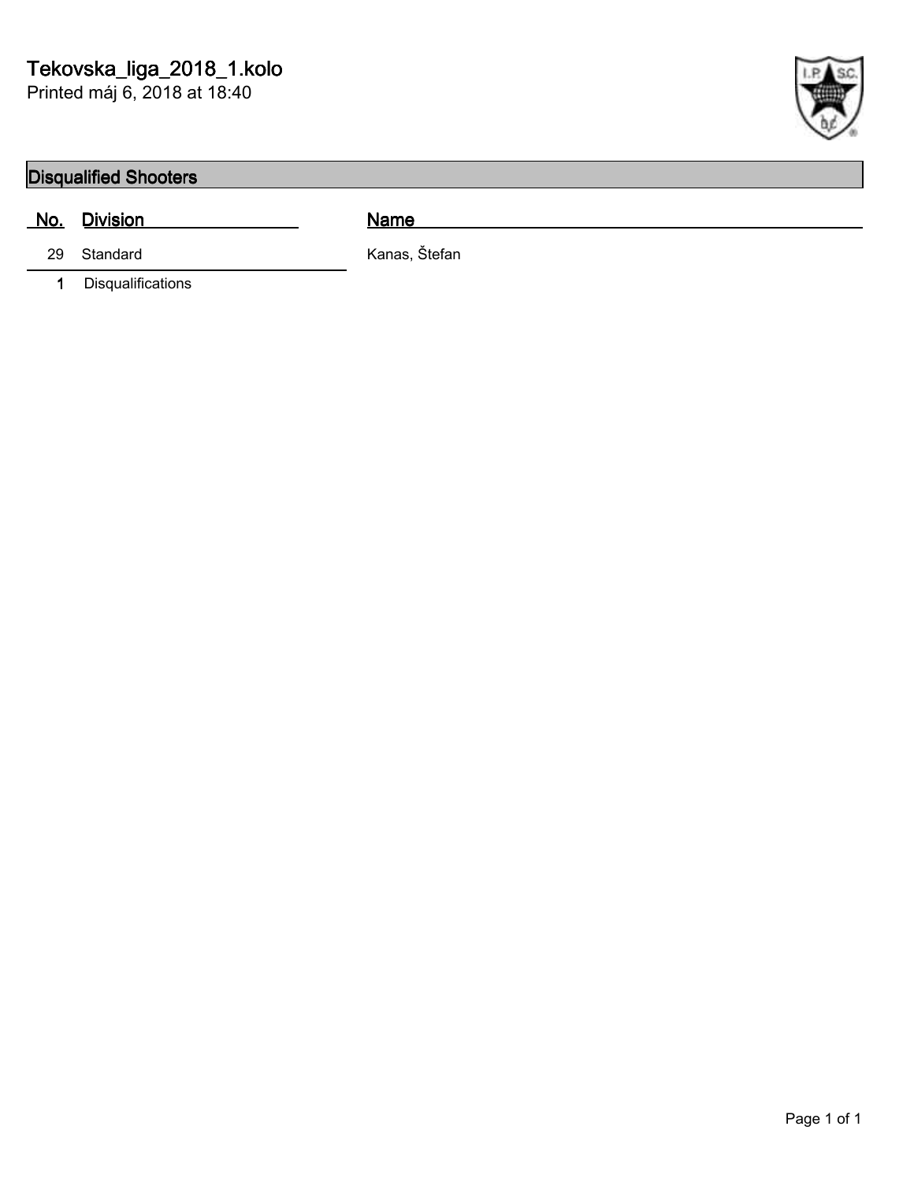# Tekovska_liga_2018_1.kolo

Printed máj 6, 2018 at 18:40

## Disqualified Shooters

| No. | Division | Name |
|---|---|---|
| 29 | Standard | Kanas, Štefan |

1 Disqualifications